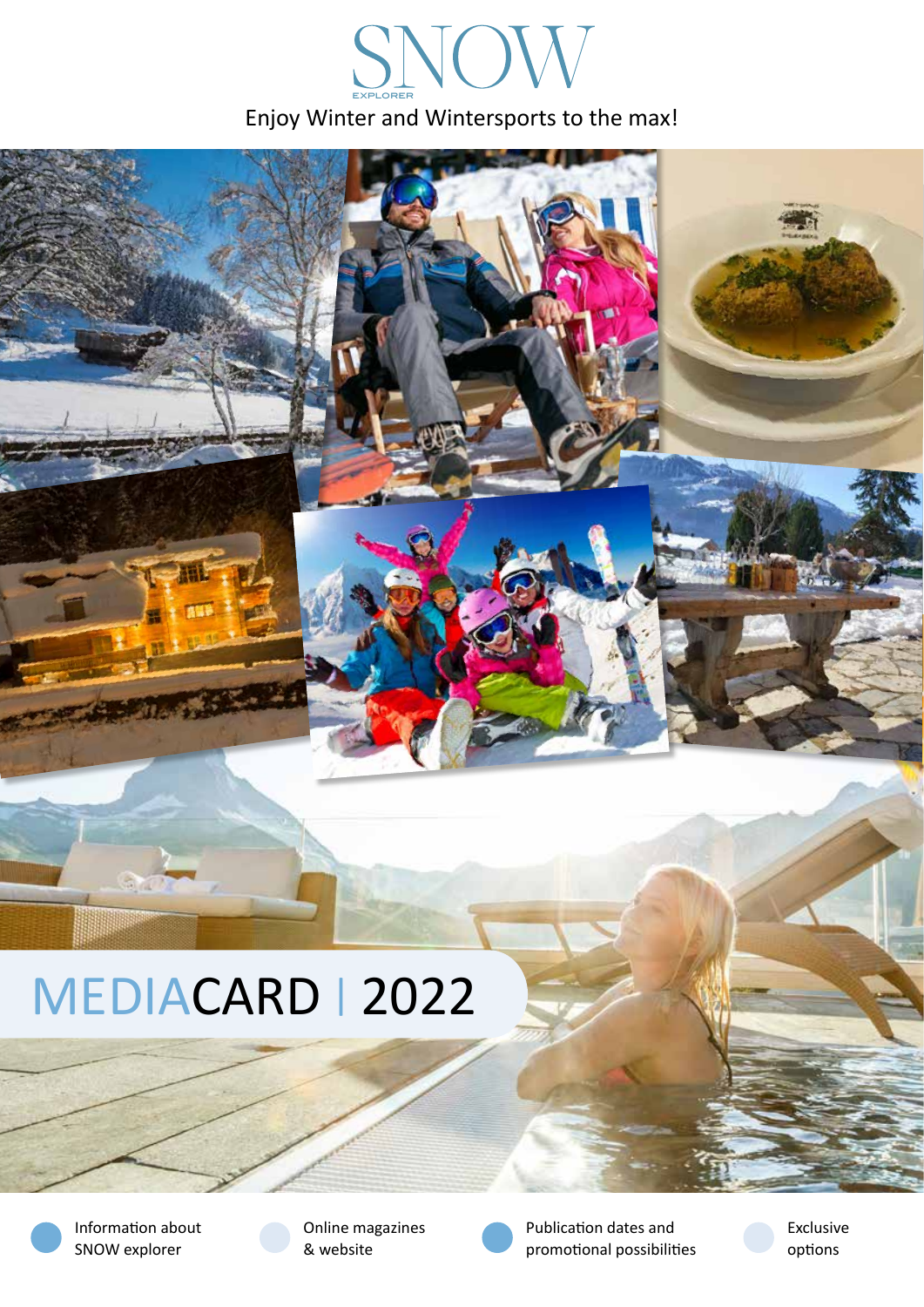# SNOW

EXPLORER

Enjoy Winter and Wintersports to the max!

# MEDIACARD | 2022

- Information about SNOW explorer
- Online magazines & website
- Publication dates and promotional possibilities
- Exclusive options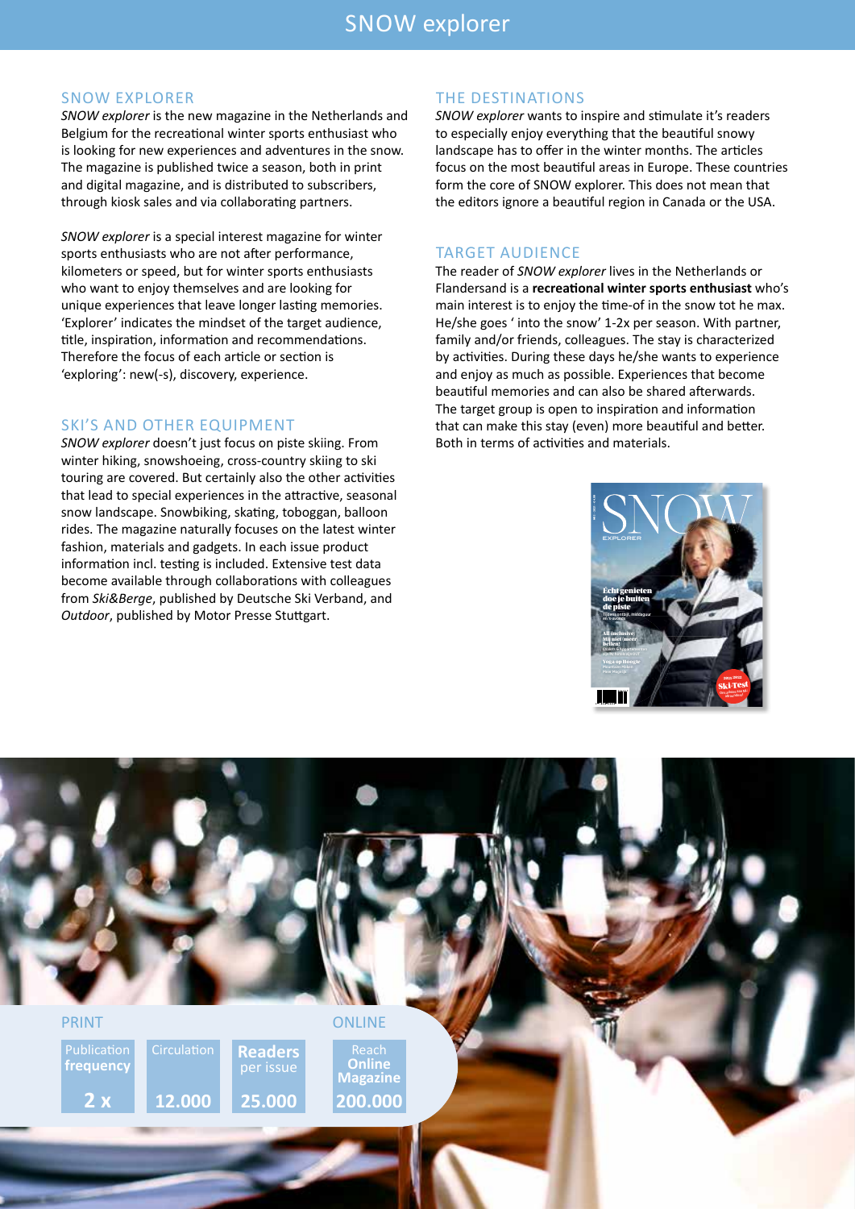# SNOW explorer

## SNOW EXPLORER

*SNOW explorer* is the new magazine in the Netherlands and Belgium for the recreational winter sports enthusiast who is looking for new experiences and adventures in the snow. The magazine is published twice a season, both in print and digital magazine, and is distributed to subscribers, through kiosk sales and via collaborating partners.

*SNOW explorer* is a special interest magazine for winter sports enthusiasts who are not after performance, kilometers or speed, but for winter sports enthusiasts who want to enjoy themselves and are looking for unique experiences that leave longer lasting memories. 'Explorer' indicates the mindset of the target audience, title, inspiration, information and recommendations. Therefore the focus of each article or section is 'exploring': new(-s), discovery, experience.

## SKI'S AND OTHER EQUIPMENT

*SNOW explorer* doesn't just focus on piste skiing. From winter hiking, snowshoeing, cross-country skiing to ski touring are covered. But certainly also the other activities that lead to special experiences in the attractive, seasonal snow landscape. Snowbiking, skating, toboggan, balloon rides. The magazine naturally focuses on the latest winter fashion, materials and gadgets. In each issue product information incl. testing is included. Extensive test data become available through collaborations with colleagues from *Ski&Berge*, published by Deutsche Ski Verband, and *Outdoor*, published by Motor Presse Stuttgart.

## THE DESTINATIONS

*SNOW explorer* wants to inspire and stimulate it's readers to especially enjoy everything that the beautiful snowy landscape has to offer in the winter months. The articles focus on the most beautiful areas in Europe. These countries form the core of SNOW explorer. This does not mean that the editors ignore a beautiful region in Canada or the USA.

## TARGET AUDIENCE

The reader of *SNOW explorer* lives in the Netherlands or Flandersand is a **recreational winter sports enthusiast** who's main interest is to enjoy the time-of in the snow tot he max. He/she goes ' into the snow' 1-2x per season. With partner, family and/or friends, colleagues. The stay is characterized by activities. During these days he/she wants to experience and enjoy as much as possible. Experiences that become beautiful memories and can also be shared afterwards. The target group is open to inspiration and information that can make this stay (even) more beautiful and better. Both in terms of activities and materials.

| PRINT | | | ONLINE |
|---|---|---|---|
| Publication **frequency** | Circulation | **Readers** per issue | Reach **Online Magazine** |
| 2 x | 12.000 | 25.000 | 200.000 |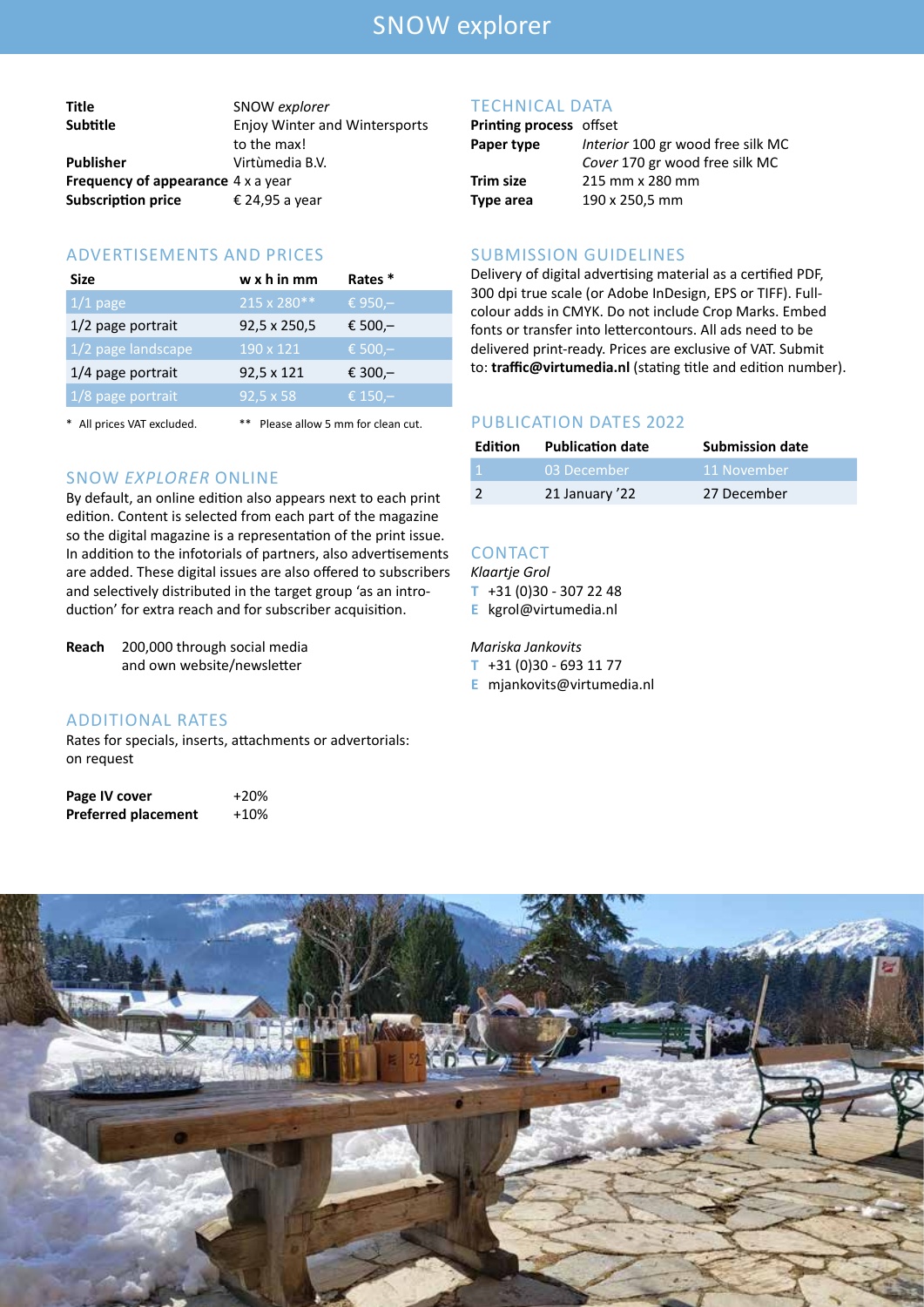# SNOW explorer

| | |
|---|---|
| **Title** | SNOW *explorer* |
| **Subtitle** | Enjoy Winter and Wintersports to the max! |
| **Publisher** | Virtùmedia B.V. |
| **Frequency of appearance** | 4 x a year |
| **Subscription price** | € 24,95 a year |

## ADVERTISEMENTS AND PRICES

| Size | w x h in mm | Rates * |
|---|---|---|
| 1/1 page | 215 x 280** | € 950,– |
| 1/2 page portrait | 92,5 x 250,5 | € 500,– |
| 1/2 page landscape | 190 x 121 | € 500,– |
| 1/4 page portrait | 92,5 x 121 | € 300,– |
| 1/8 page portrait | 92,5 x 58 | € 150,– |

\* All prices VAT excluded.    ** Please allow 5 mm for clean cut.

## SNOW *EXPLORER* ONLINE

By default, an online edition also appears next to each print edition. Content is selected from each part of the magazine so the digital magazine is a representation of the print issue. In addition to the infotorials of partners, also advertisements are added. These digital issues are also offered to subscribers and selectively distributed in the target group 'as an introduction' for extra reach and for subscriber acquisition.

**Reach** 200,000 through social media and own website/newsletter

## ADDITIONAL RATES

Rates for specials, inserts, attachments or advertorials: on request

| | |
|---|---|
| **Page IV cover** | +20% |
| **Preferred placement** | +10% |

## TECHNICAL DATA

| | |
|---|---|
| **Printing process** | offset |
| **Paper type** | *Interior* 100 gr wood free silk MC<br>*Cover* 170 gr wood free silk MC |
| **Trim size** | 215 mm x 280 mm |
| **Type area** | 190 x 250,5 mm |

## SUBMISSION GUIDELINES

Delivery of digital advertising material as a certified PDF, 300 dpi true scale (or Adobe InDesign, EPS or TIFF). Full-colour adds in CMYK. Do not include Crop Marks. Embed fonts or transfer into lettercontours. All ads need to be delivered print-ready. Prices are exclusive of VAT. Submit to: **traffic@virtumedia.nl** (stating title and edition number).

## PUBLICATION DATES 2022

| Edition | Publication date | Submission date |
|---|---|---|
| 1 | 03 December | 11 November |
| 2 | 21 January '22 | 27 December |

## CONTACT

*Klaartje Grol*
T +31 (0)30 - 307 22 48
E kgrol@virtumedia.nl

*Mariska Jankovits*
T +31 (0)30 - 693 11 77
E mjankovits@virtumedia.nl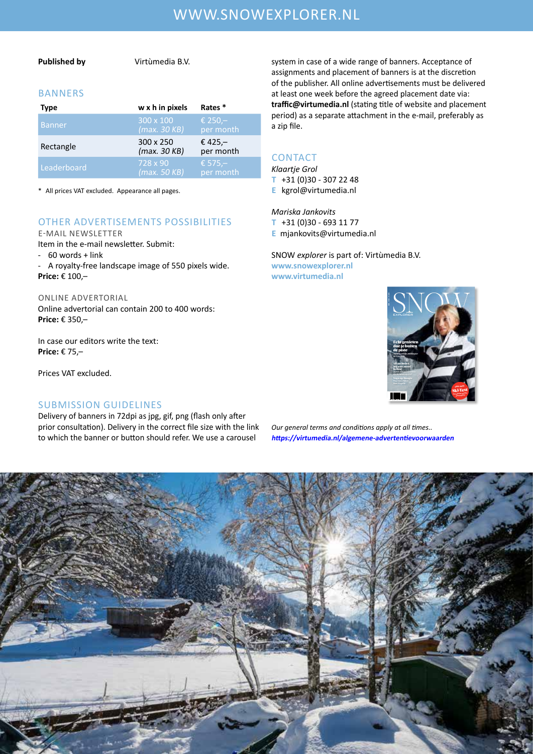# WWW.SNOWEXPLORER.NL

**Published by** Virtùmedia B.V.

## BANNERS

| Type | w x h in pixels | Rates * |
|---|---|---|
| Banner | 300 x 100 *(max. 30 KB)* | € 250,– per month |
| Rectangle | 300 x 250 *(max. 30 KB)* | € 425,– per month |
| Leaderboard | 728 x 90 *(max. 50 KB)* | € 575,– per month |

\* All prices VAT excluded. Appearance all pages.

## OTHER ADVERTISEMENTS POSSIBILITIES

### E-MAIL NEWSLETTER

Item in the e-mail newsletter. Submit:

- 60 words + link
- A royalty-free landscape image of 550 pixels wide.

**Price:** € 100,–

### ONLINE ADVERTORIAL

Online advertorial can contain 200 to 400 words:
**Price:** € 350,–

In case our editors write the text:
**Price:** € 75,–

Prices VAT excluded.

## SUBMISSION GUIDELINES

Delivery of banners in 72dpi as jpg, gif, png (flash only after prior consultation). Delivery in the correct file size with the link to which the banner or button should refer. We use a carousel system in case of a wide range of banners. Acceptance of assignments and placement of banners is at the discretion of the publisher. All online advertisements must be delivered at least one week before the agreed placement date via: **traffic@virtumedia.nl** (stating title of website and placement period) as a separate attachment in the e-mail, preferably as a zip file.

## CONTACT

*Klaartje Grol*
T +31 (0)30 - 307 22 48
E kgrol@virtumedia.nl

*Mariska Jankovits*
T +31 (0)30 - 693 11 77
E mjankovits@virtumedia.nl

SNOW *explorer* is part of: Virtùmedia B.V.
**www.snowexplorer.nl**
**www.virtumedia.nl**

*Our general terms and conditions apply at all times..*
***https://virtumedia.nl/algemene-advertentievoorwaarden***